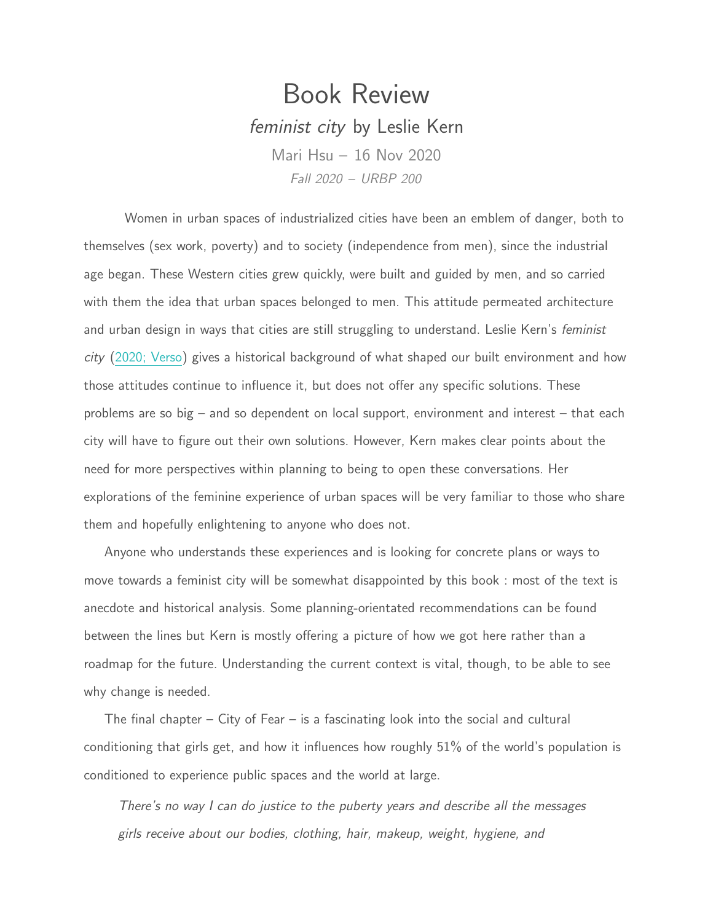# Book Review

## *feminist city* by Leslie Kern

Mari Hsu – 16 Nov 2020

*Fall 2020 – URBP 200*

Women in urban spaces of industrialized cities have been an emblem of danger, both to themselves (sex work, poverty) and to society (independence from men), since the industrial age began. These Western cities grew quickly, were built and guided by men, and so carried with them the idea that urban spaces belonged to men. This attitude permeated architecture and urban design in ways that cities are still struggling to understand. Leslie Kern's *feminist city* (2020; Verso) gives a historical background of what shaped our built environment and how those attitudes continue to influence it, but does not offer any specific solutions. These problems are so big – and so dependent on local support, environment and interest – that each city will have to figure out their own solutions. However, Kern makes clear points about the need for more perspectives within planning to being to open these conversations. Her explorations of the feminine experience of urban spaces will be very familiar to those who share them and hopefully enlightening to anyone who does not.

Anyone who understands these experiences and is looking for concrete plans or ways to move towards a feminist city will be somewhat disappointed by this book : most of the text is anecdote and historical analysis. Some planning-orientated recommendations can be found between the lines but Kern is mostly offering a picture of how we got here rather than a roadmap for the future. Understanding the current context is vital, though, to be able to see why change is needed.

The final chapter – City of Fear – is a fascinating look into the social and cultural conditioning that girls get, and how it influences how roughly 51% of the world's population is conditioned to experience public spaces and the world at large.

> *There's no way I can do justice to the puberty years and describe all the messages girls receive about our bodies, clothing, hair, makeup, weight, hygiene, and*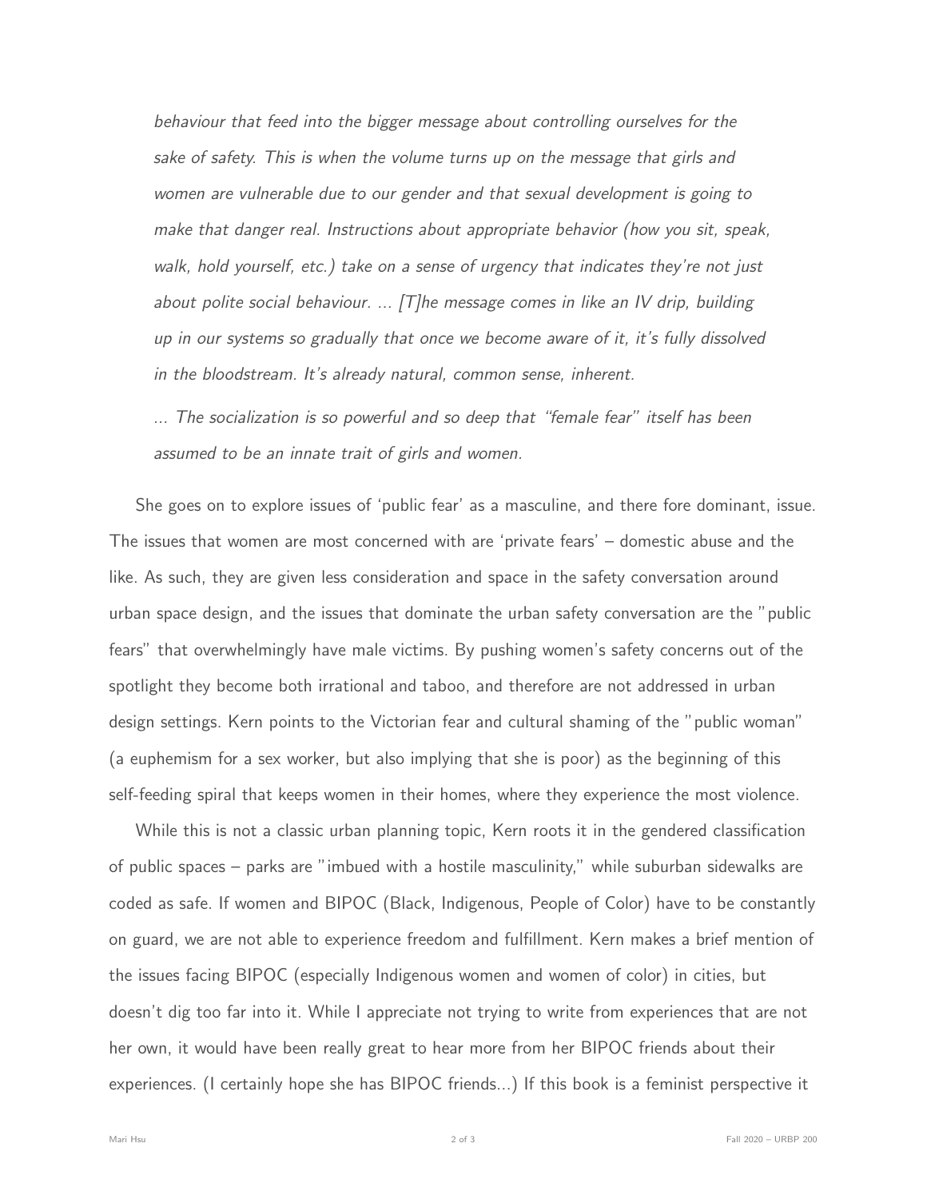> *behaviour that feed into the bigger message about controlling ourselves for the sake of safety. This is when the volume turns up on the message that girls and women are vulnerable due to our gender and that sexual development is going to make that danger real. Instructions about appropriate behavior (how you sit, speak, walk, hold yourself, etc.) take on a sense of urgency that indicates they're not just about polite social behaviour. ... [T]he message comes in like an IV drip, building up in our systems so gradually that once we become aware of it, it's fully dissolved in the bloodstream. It's already natural, common sense, inherent.*
>
> *... The socialization is so powerful and so deep that "female fear" itself has been assumed to be an innate trait of girls and women.*

She goes on to explore issues of 'public fear' as a masculine, and there fore dominant, issue. The issues that women are most concerned with are 'private fears' – domestic abuse and the like. As such, they are given less consideration and space in the safety conversation around urban space design, and the issues that dominate the urban safety conversation are the "public fears" that overwhelmingly have male victims. By pushing women's safety concerns out of the spotlight they become both irrational and taboo, and therefore are not addressed in urban design settings. Kern points to the Victorian fear and cultural shaming of the "public woman" (a euphemism for a sex worker, but also implying that she is poor) as the beginning of this self-feeding spiral that keeps women in their homes, where they experience the most violence.

While this is not a classic urban planning topic, Kern roots it in the gendered classification of public spaces – parks are "imbued with a hostile masculinity," while suburban sidewalks are coded as safe. If women and BIPOC (Black, Indigenous, People of Color) have to be constantly on guard, we are not able to experience freedom and fulfillment. Kern makes a brief mention of the issues facing BIPOC (especially Indigenous women and women of color) in cities, but doesn't dig too far into it. While I appreciate not trying to write from experiences that are not her own, it would have been really great to hear more from her BIPOC friends about their experiences. (I certainly hope she has BIPOC friends...) If this book is a feminist perspective it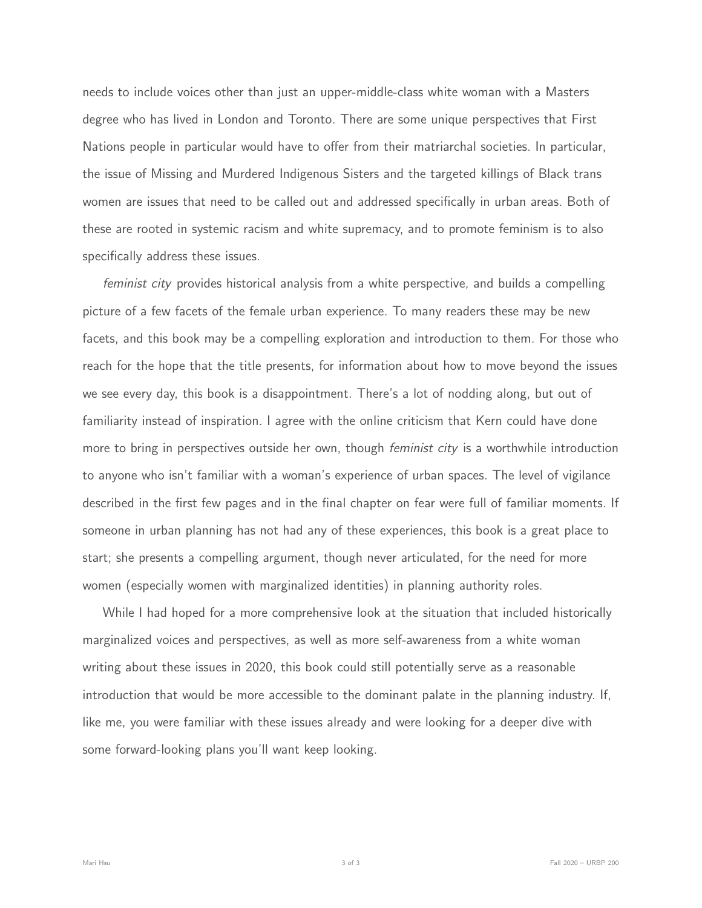needs to include voices other than just an upper-middle-class white woman with a Masters degree who has lived in London and Toronto. There are some unique perspectives that First Nations people in particular would have to offer from their matriarchal societies. In particular, the issue of Missing and Murdered Indigenous Sisters and the targeted killings of Black trans women are issues that need to be called out and addressed specifically in urban areas. Both of these are rooted in systemic racism and white supremacy, and to promote feminism is to also specifically address these issues.

*feminist city* provides historical analysis from a white perspective, and builds a compelling picture of a few facets of the female urban experience. To many readers these may be new facets, and this book may be a compelling exploration and introduction to them. For those who reach for the hope that the title presents, for information about how to move beyond the issues we see every day, this book is a disappointment. There's a lot of nodding along, but out of familiarity instead of inspiration. I agree with the online criticism that Kern could have done more to bring in perspectives outside her own, though *feminist city* is a worthwhile introduction to anyone who isn't familiar with a woman's experience of urban spaces. The level of vigilance described in the first few pages and in the final chapter on fear were full of familiar moments. If someone in urban planning has not had any of these experiences, this book is a great place to start; she presents a compelling argument, though never articulated, for the need for more women (especially women with marginalized identities) in planning authority roles.

While I had hoped for a more comprehensive look at the situation that included historically marginalized voices and perspectives, as well as more self-awareness from a white woman writing about these issues in 2020, this book could still potentially serve as a reasonable introduction that would be more accessible to the dominant palate in the planning industry. If, like me, you were familiar with these issues already and were looking for a deeper dive with some forward-looking plans you'll want keep looking.